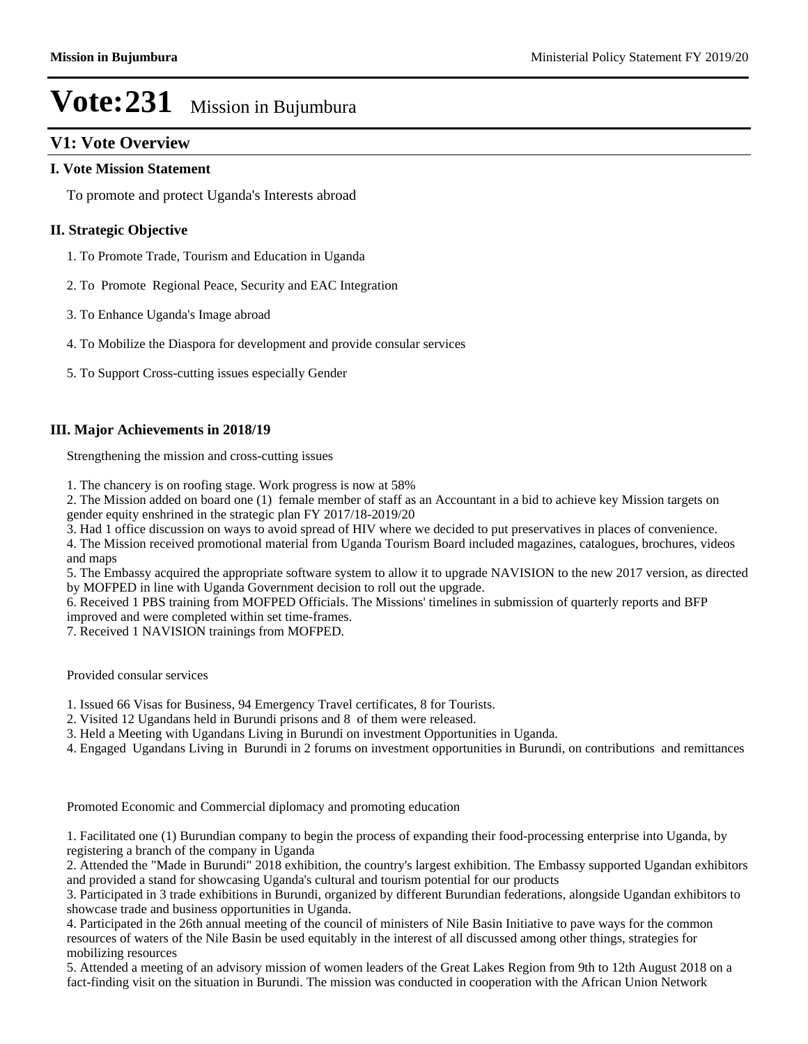# Vote:231 Mission in Bujumbura

## V1: Vote Overview

### I. Vote Mission Statement

To promote and protect Uganda's Interests abroad

### II. Strategic Objective

1. To Promote Trade, Tourism and Education in Uganda

2. To Promote Regional Peace, Security and EAC Integration

3. To Enhance Uganda's Image abroad

4. To Mobilize the Diaspora for development and provide consular services

5. To Support Cross-cutting issues especially Gender

### III. Major Achievements in 2018/19

Strengthening the mission and cross-cutting issues

1. The chancery is on roofing stage. Work progress is now at 58%
2. The Mission added on board one (1) female member of staff as an Accountant in a bid to achieve key Mission targets on gender equity enshrined in the strategic plan FY 2017/18-2019/20
3. Had 1 office discussion on ways to avoid spread of HIV where we decided to put preservatives in places of convenience.
4. The Mission received promotional material from Uganda Tourism Board included magazines, catalogues, brochures, videos and maps
5. The Embassy acquired the appropriate software system to allow it to upgrade NAVISION to the new 2017 version, as directed by MOFPED in line with Uganda Government decision to roll out the upgrade.
6. Received 1 PBS training from MOFPED Officials. The Missions' timelines in submission of quarterly reports and BFP improved and were completed within set time-frames.
7. Received 1 NAVISION trainings from MOFPED.

Provided consular services

1. Issued 66 Visas for Business, 94 Emergency Travel certificates, 8 for Tourists.
2. Visited 12 Ugandans held in Burundi prisons and 8 of them were released.
3. Held a Meeting with Ugandans Living in Burundi on investment Opportunities in Uganda.
4. Engaged Ugandans Living in Burundi in 2 forums on investment opportunities in Burundi, on contributions and remittances

Promoted Economic and Commercial diplomacy and promoting education

1. Facilitated one (1) Burundian company to begin the process of expanding their food-processing enterprise into Uganda, by registering a branch of the company in Uganda
2. Attended the "Made in Burundi" 2018 exhibition, the country's largest exhibition. The Embassy supported Ugandan exhibitors and provided a stand for showcasing Uganda's cultural and tourism potential for our products
3. Participated in 3 trade exhibitions in Burundi, organized by different Burundian federations, alongside Ugandan exhibitors to showcase trade and business opportunities in Uganda.
4. Participated in the 26th annual meeting of the council of ministers of Nile Basin Initiative to pave ways for the common resources of waters of the Nile Basin be used equitably in the interest of all discussed among other things, strategies for mobilizing resources
5. Attended a meeting of an advisory mission of women leaders of the Great Lakes Region from 9th to 12th August 2018 on a fact-finding visit on the situation in Burundi. The mission was conducted in cooperation with the African Union Network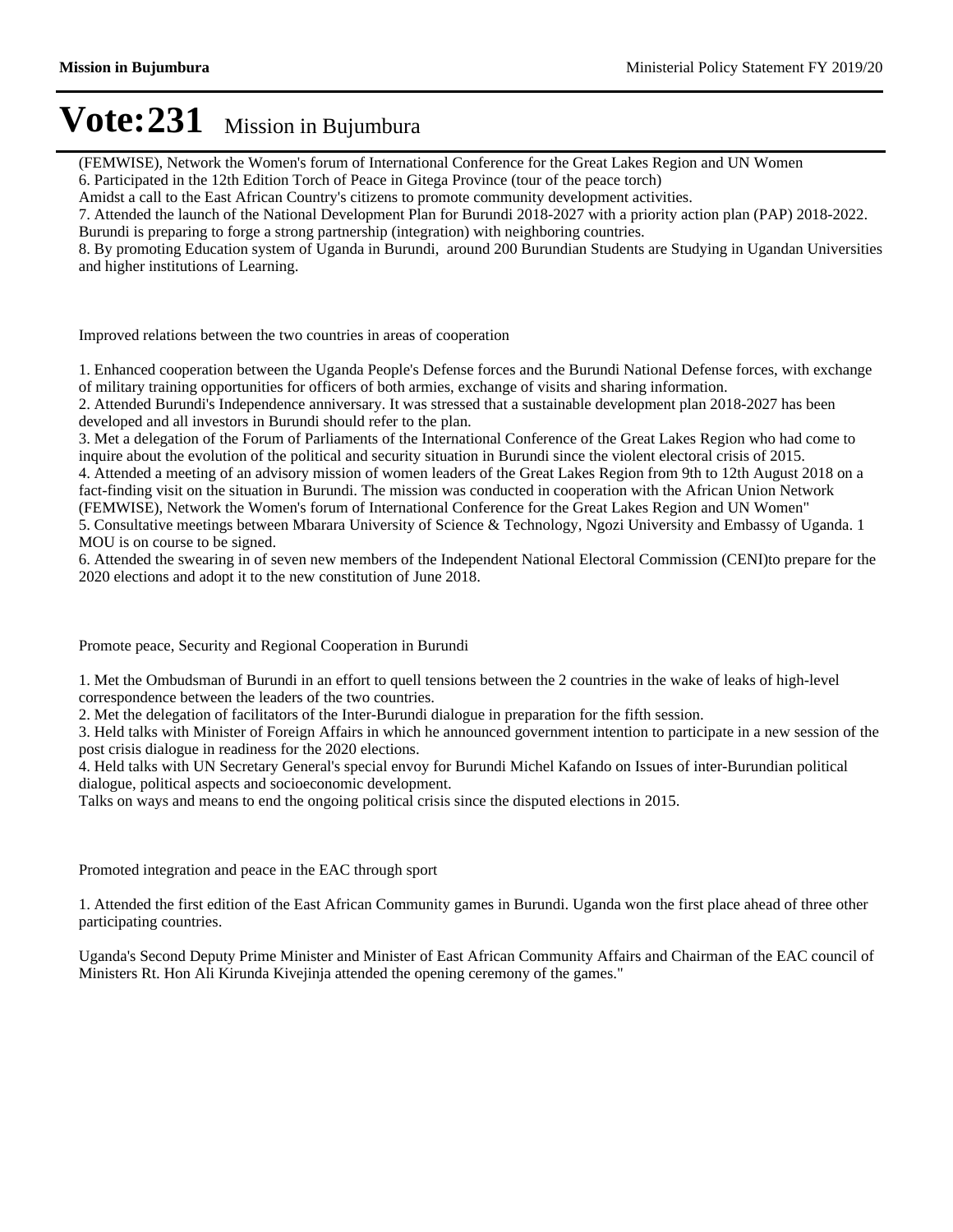# Vote:231 Mission in Bujumbura

(FEMWISE), Network the Women's forum of International Conference for the Great Lakes Region and UN Women
6. Participated in the 12th Edition Torch of Peace in Gitega Province (tour of the peace torch)
Amidst a call to the East African Country's citizens to promote community development activities.
7. Attended the launch of the National Development Plan for Burundi 2018-2027 with a priority action plan (PAP) 2018-2022.
Burundi is preparing to forge a strong partnership (integration) with neighboring countries.
8. By promoting Education system of Uganda in Burundi, around 200 Burundian Students are Studying in Ugandan Universities and higher institutions of Learning.

Improved relations between the two countries in areas of cooperation

1. Enhanced cooperation between the Uganda People's Defense forces and the Burundi National Defense forces, with exchange of military training opportunities for officers of both armies, exchange of visits and sharing information.
2. Attended Burundi's Independence anniversary. It was stressed that a sustainable development plan 2018-2027 has been developed and all investors in Burundi should refer to the plan.
3. Met a delegation of the Forum of Parliaments of the International Conference of the Great Lakes Region who had come to inquire about the evolution of the political and security situation in Burundi since the violent electoral crisis of 2015.
4. Attended a meeting of an advisory mission of women leaders of the Great Lakes Region from 9th to 12th August 2018 on a fact-finding visit on the situation in Burundi. The mission was conducted in cooperation with the African Union Network (FEMWISE), Network the Women's forum of International Conference for the Great Lakes Region and UN Women"
5. Consultative meetings between Mbarara University of Science & Technology, Ngozi University and Embassy of Uganda. 1 MOU is on course to be signed.
6. Attended the swearing in of seven new members of the Independent National Electoral Commission (CENI)to prepare for the 2020 elections and adopt it to the new constitution of June 2018.

Promote peace, Security and Regional Cooperation in Burundi

1. Met the Ombudsman of Burundi in an effort to quell tensions between the 2 countries in the wake of leaks of high-level correspondence between the leaders of the two countries.
2. Met the delegation of facilitators of the Inter-Burundi dialogue in preparation for the fifth session.
3. Held talks with Minister of Foreign Affairs in which he announced government intention to participate in a new session of the post crisis dialogue in readiness for the 2020 elections.
4. Held talks with UN Secretary General's special envoy for Burundi Michel Kafando on Issues of inter-Burundian political dialogue, political aspects and socioeconomic development.
Talks on ways and means to end the ongoing political crisis since the disputed elections in 2015.

Promoted integration and peace in the EAC through sport

1. Attended the first edition of the East African Community games in Burundi. Uganda won the first place ahead of three other participating countries.

Uganda's Second Deputy Prime Minister and Minister of East African Community Affairs and Chairman of the EAC council of Ministers Rt. Hon Ali Kirunda Kivejinja attended the opening ceremony of the games."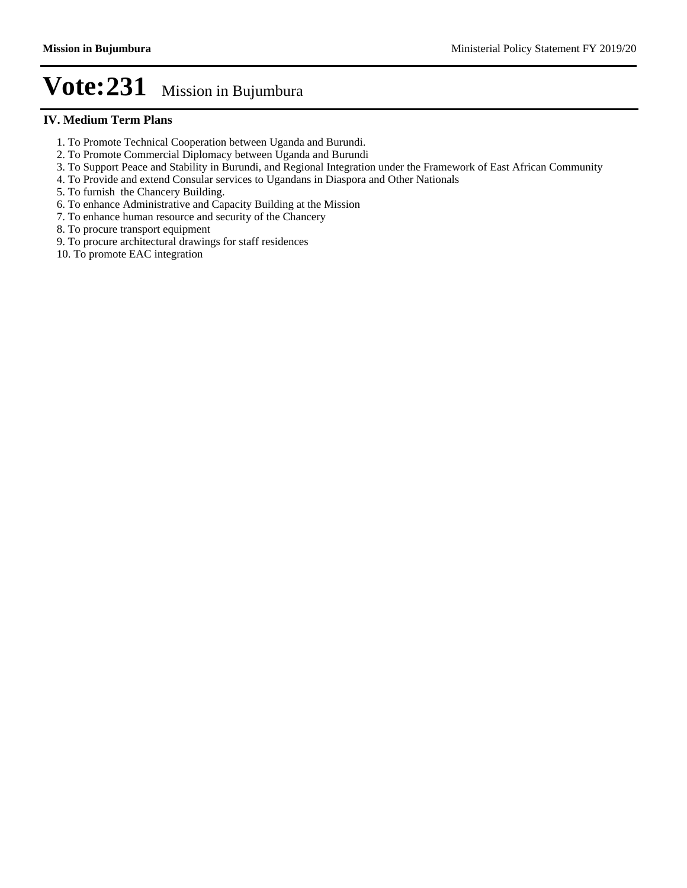# Vote:231 Mission in Bujumbura

## IV. Medium Term Plans

1. To Promote Technical Cooperation between Uganda and Burundi.
2. To Promote Commercial Diplomacy between Uganda and Burundi
3. To Support Peace and Stability in Burundi, and Regional Integration under the Framework of East African Community
4. To Provide and extend Consular services to Ugandans in Diaspora and Other Nationals
5. To furnish the Chancery Building.
6. To enhance Administrative and Capacity Building at the Mission
7. To enhance human resource and security of the Chancery
8. To procure transport equipment
9. To procure architectural drawings for staff residences
10. To promote EAC integration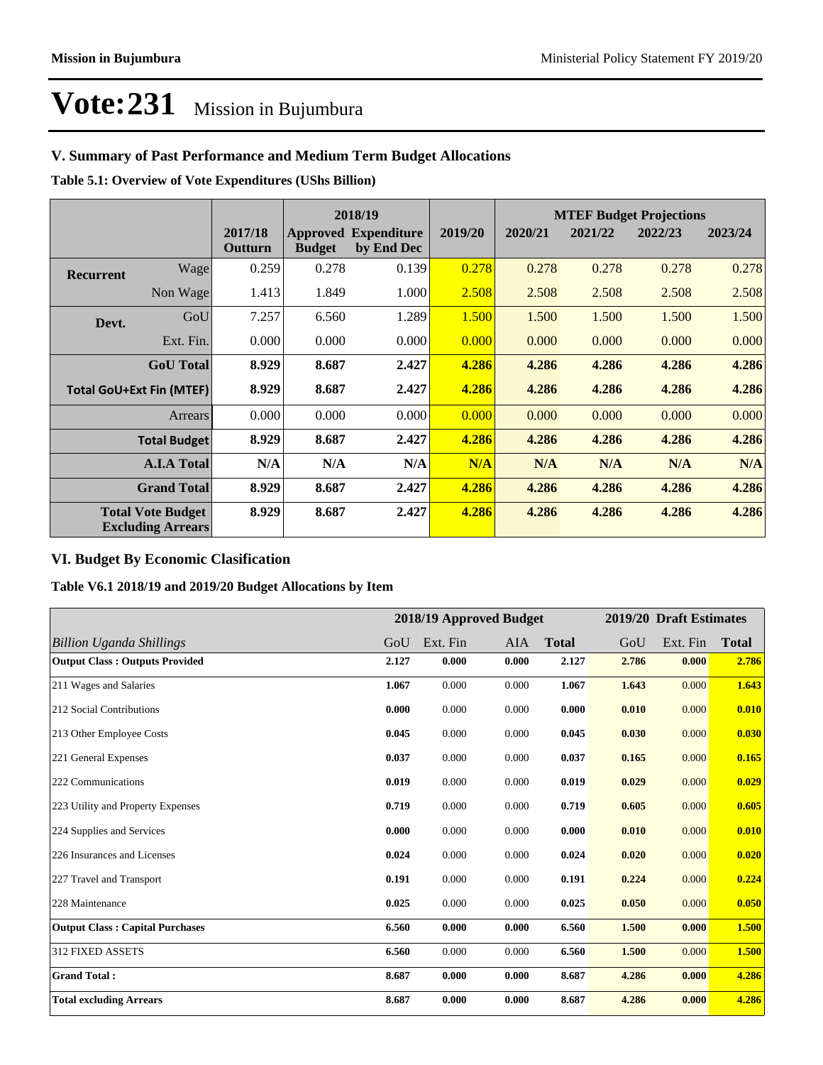# Vote:231 Mission in Bujumbura

## V. Summary of Past Performance and Medium Term Budget Allocations

**Table 5.1: Overview of Vote Expenditures (UShs Billion)**

| | | | 2018/19 | | | MTEF Budget Projections | | | |
|---|---|---|---|---|---|---|---|---|---|
| | | 2017/18 Outturn | Approved Budget | Expenditure by End Dec | 2019/20 | 2020/21 | 2021/22 | 2022/23 | 2023/24 |
| **Recurrent** | Wage | 0.259 | 0.278 | 0.139 | 0.278 | 0.278 | 0.278 | 0.278 | 0.278 |
| | Non Wage | 1.413 | 1.849 | 1.000 | 2.508 | 2.508 | 2.508 | 2.508 | 2.508 |
| **Devt.** | GoU | 7.257 | 6.560 | 1.289 | 1.500 | 1.500 | 1.500 | 1.500 | 1.500 |
| | Ext. Fin. | 0.000 | 0.000 | 0.000 | 0.000 | 0.000 | 0.000 | 0.000 | 0.000 |
| | **GoU Total** | **8.929** | **8.687** | **2.427** | **4.286** | **4.286** | **4.286** | **4.286** | **4.286** |
| | **Total GoU+Ext Fin (MTEF)** | **8.929** | **8.687** | **2.427** | **4.286** | **4.286** | **4.286** | **4.286** | **4.286** |
| | Arrears | 0.000 | 0.000 | 0.000 | 0.000 | 0.000 | 0.000 | 0.000 | 0.000 |
| | **Total Budget** | **8.929** | **8.687** | **2.427** | **4.286** | **4.286** | **4.286** | **4.286** | **4.286** |
| | **A.I.A Total** | **N/A** | **N/A** | **N/A** | **N/A** | **N/A** | **N/A** | **N/A** | **N/A** |
| | **Grand Total** | **8.929** | **8.687** | **2.427** | **4.286** | **4.286** | **4.286** | **4.286** | **4.286** |
| | **Total Vote Budget Excluding Arrears** | **8.929** | **8.687** | **2.427** | **4.286** | **4.286** | **4.286** | **4.286** | **4.286** |

## VI. Budget By Economic Clasification

**Table V6.1 2018/19 and 2019/20 Budget Allocations by Item**

| | 2018/19 Approved Budget | | | | 2019/20 Draft Estimates | | |
|---|---|---|---|---|---|---|---|
| *Billion Uganda Shillings* | GoU | Ext. Fin | AIA | **Total** | GoU | Ext. Fin | **Total** |
| **Output Class : Outputs Provided** | **2.127** | **0.000** | **0.000** | **2.127** | **2.786** | **0.000** | **2.786** |
| 211 Wages and Salaries | **1.067** | 0.000 | 0.000 | **1.067** | **1.643** | 0.000 | **1.643** |
| 212 Social Contributions | **0.000** | 0.000 | 0.000 | **0.000** | **0.010** | 0.000 | **0.010** |
| 213 Other Employee Costs | **0.045** | 0.000 | 0.000 | **0.045** | **0.030** | 0.000 | **0.030** |
| 221 General Expenses | **0.037** | 0.000 | 0.000 | **0.037** | **0.165** | 0.000 | **0.165** |
| 222 Communications | **0.019** | 0.000 | 0.000 | **0.019** | **0.029** | 0.000 | **0.029** |
| 223 Utility and Property Expenses | **0.719** | 0.000 | 0.000 | **0.719** | **0.605** | 0.000 | **0.605** |
| 224 Supplies and Services | **0.000** | 0.000 | 0.000 | **0.000** | **0.010** | 0.000 | **0.010** |
| 226 Insurances and Licenses | **0.024** | 0.000 | 0.000 | **0.024** | **0.020** | 0.000 | **0.020** |
| 227 Travel and Transport | **0.191** | 0.000 | 0.000 | **0.191** | **0.224** | 0.000 | **0.224** |
| 228 Maintenance | **0.025** | 0.000 | 0.000 | **0.025** | **0.050** | 0.000 | **0.050** |
| **Output Class : Capital Purchases** | **6.560** | **0.000** | **0.000** | **6.560** | **1.500** | **0.000** | **1.500** |
| 312 FIXED ASSETS | **6.560** | 0.000 | 0.000 | **6.560** | **1.500** | 0.000 | **1.500** |
| **Grand Total :** | **8.687** | **0.000** | **0.000** | **8.687** | **4.286** | **0.000** | **4.286** |
| **Total excluding Arrears** | **8.687** | **0.000** | **0.000** | **8.687** | **4.286** | **0.000** | **4.286** |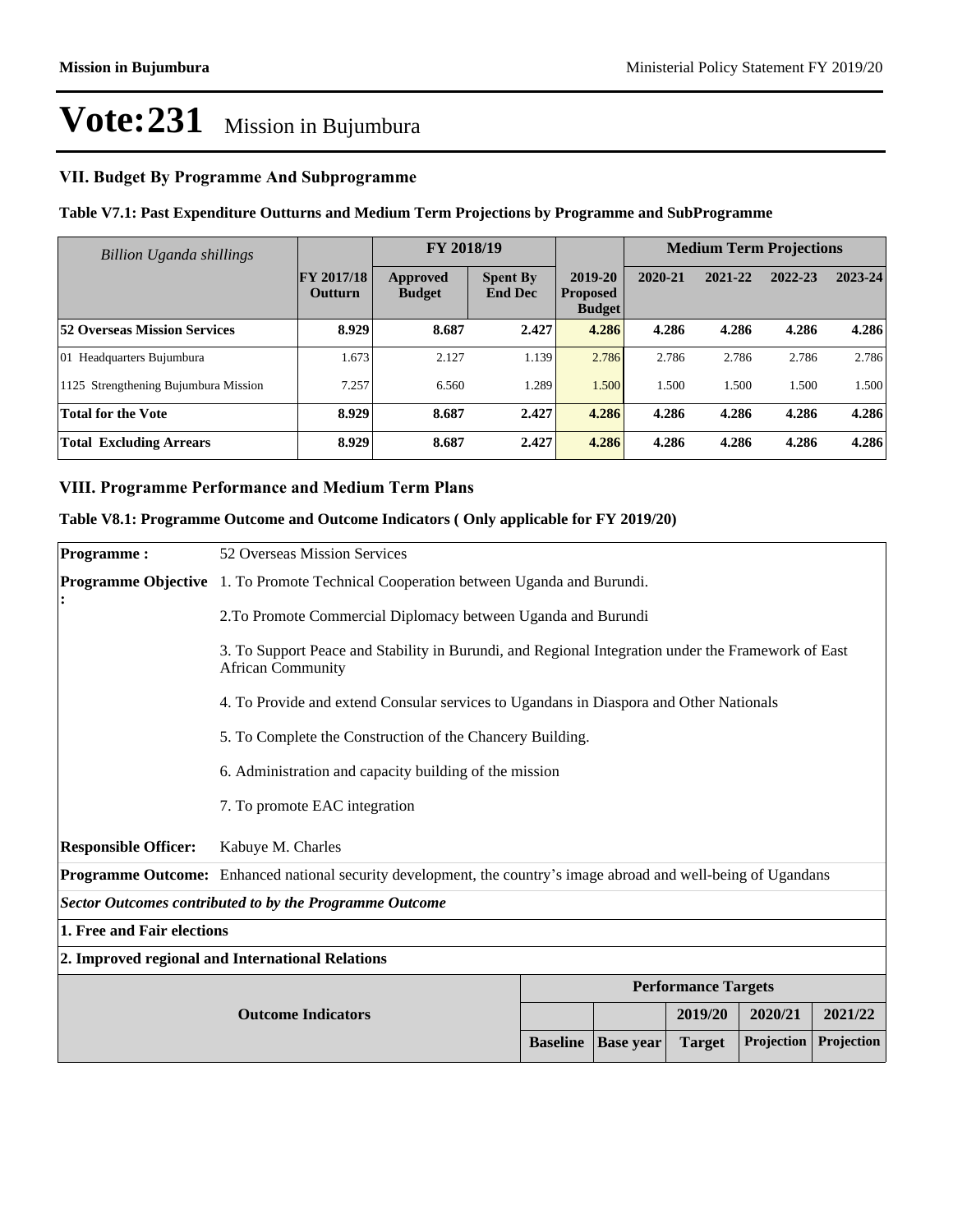# Vote:231 Mission in Bujumbura

## VII. Budget By Programme And Subprogramme

**Table V7.1: Past Expenditure Outturns and Medium Term Projections by Programme and SubProgramme**

| *Billion Uganda shillings* | | FY 2018/19 | | | Medium Term Projections | | | |
|---|---|---|---|---|---|---|---|---|
| | FY 2017/18 Outturn | Approved Budget | Spent By End Dec | 2019-20 Proposed Budget | 2020-21 | 2021-22 | 2022-23 | 2023-24 |
| **52 Overseas Mission Services** | **8.929** | **8.687** | **2.427** | **4.286** | **4.286** | **4.286** | **4.286** | **4.286** |
| 01 Headquarters Bujumbura | 1.673 | 2.127 | 1.139 | 2.786 | 2.786 | 2.786 | 2.786 | 2.786 |
| 1125 Strengthening Bujumbura Mission | 7.257 | 6.560 | 1.289 | 1.500 | 1.500 | 1.500 | 1.500 | 1.500 |
| **Total for the Vote** | **8.929** | **8.687** | **2.427** | **4.286** | **4.286** | **4.286** | **4.286** | **4.286** |
| **Total Excluding Arrears** | **8.929** | **8.687** | **2.427** | **4.286** | **4.286** | **4.286** | **4.286** | **4.286** |

## VIII. Programme Performance and Medium Term Plans

**Table V8.1: Programme Outcome and Outcome Indicators ( Only applicable for FY 2019/20)**

**Programme :** 52 Overseas Mission Services

**Programme Objective :**

1. To Promote Technical Cooperation between Uganda and Burundi.
2. To Promote Commercial Diplomacy between Uganda and Burundi
3. To Support Peace and Stability in Burundi, and Regional Integration under the Framework of East African Community
4. To Provide and extend Consular services to Ugandans in Diaspora and Other Nationals
5. To Complete the Construction of the Chancery Building.
6. Administration and capacity building of the mission
7. To promote EAC integration

**Responsible Officer:** Kabuye M. Charles

**Programme Outcome:** Enhanced national security development, the country's image abroad and well-being of Ugandans

***Sector Outcomes contributed to by the Programme Outcome***

**1. Free and Fair elections**

**2. Improved regional and International Relations**

| Outcome Indicators | Performance Targets | | | | |
|---|---|---|---|---|---|
| | | | 2019/20 | 2020/21 | 2021/22 |
| | Baseline | Base year | Target | Projection | Projection |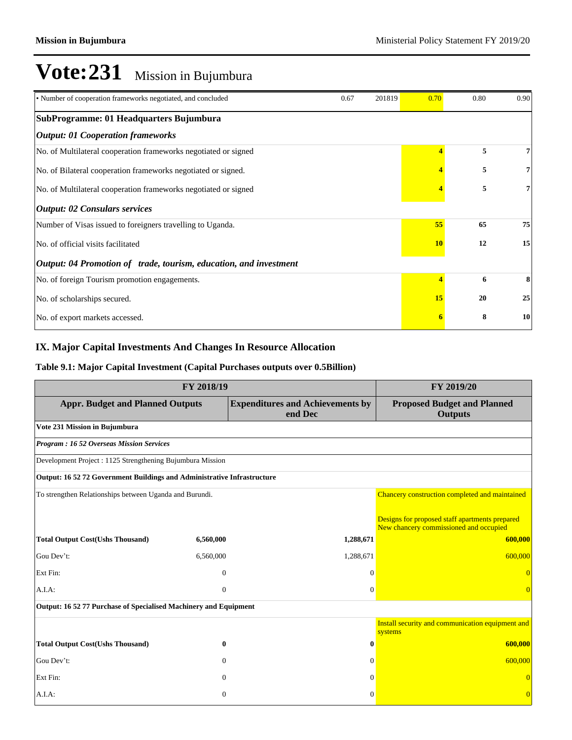# Vote:231 Mission in Bujumbura

| | | | | | |
|---|---|---|---|---|---|
| • Number of cooperation frameworks negotiated, and concluded | 0.67 | 201819 | 0.70 | 0.80 | 0.90 |
| **SubProgramme: 01 Headquarters Bujumbura** | | | | | |
| ***Output: 01 Cooperation frameworks*** | | | | | |
| No. of Multilateral cooperation frameworks negotiated or signed | | | **4** | **5** | **7** |
| No. of Bilateral cooperation frameworks negotiated or signed. | | | **4** | **5** | **7** |
| No. of Multilateral cooperation frameworks negotiated or signed | | | **4** | **5** | **7** |
| ***Output: 02 Consulars services*** | | | | | |
| Number of Visas issued to foreigners travelling to Uganda. | | | **55** | **65** | **75** |
| No. of official visits facilitated | | | **10** | **12** | **15** |
| ***Output: 04 Promotion of trade, tourism, education, and investment*** | | | | | |
| No. of foreign Tourism promotion engagements. | | | **4** | **6** | **8** |
| No. of scholarships secured. | | | **15** | **20** | **25** |
| No. of export markets accessed. | | | **6** | **8** | **10** |

## IX. Major Capital Investments And Changes In Resource Allocation

### Table 9.1: Major Capital Investment (Capital Purchases outputs over 0.5Billion)

| FY 2018/19 | | | FY 2019/20 |
|---|---|---|---|
| **Appr. Budget and Planned Outputs** | | **Expenditures and Achievements by end Dec** | **Proposed Budget and Planned Outputs** |
| **Vote 231 Mission in Bujumbura** | | | |
| ***Program : 16 52 Overseas Mission Services*** | | | |
| Development Project : 1125 Strengthening Bujumbura Mission | | | |
| **Output: 16 52 72 Government Buildings and Administrative Infrastructure** | | | |
| To strengthen Relationships between Uganda and Burundi. | | | Chancery construction completed and maintained<br><br>Designs for proposed staff apartments prepared<br>New chancery commissioned and occupied |
| **Total Output Cost(Ushs Thousand)** | **6,560,000** | **1,288,671** | **600,000** |
| Gou Dev't: | 6,560,000 | 1,288,671 | 600,000 |
| Ext Fin: | 0 | 0 | 0 |
| A.I.A: | 0 | 0 | 0 |
| **Output: 16 52 77 Purchase of Specialised Machinery and Equipment** | | | |
| | | | Install security and communication equipment and systems |
| **Total Output Cost(Ushs Thousand)** | **0** | **0** | **600,000** |
| Gou Dev't: | 0 | 0 | 600,000 |
| Ext Fin: | 0 | 0 | 0 |
| A.I.A: | 0 | 0 | 0 |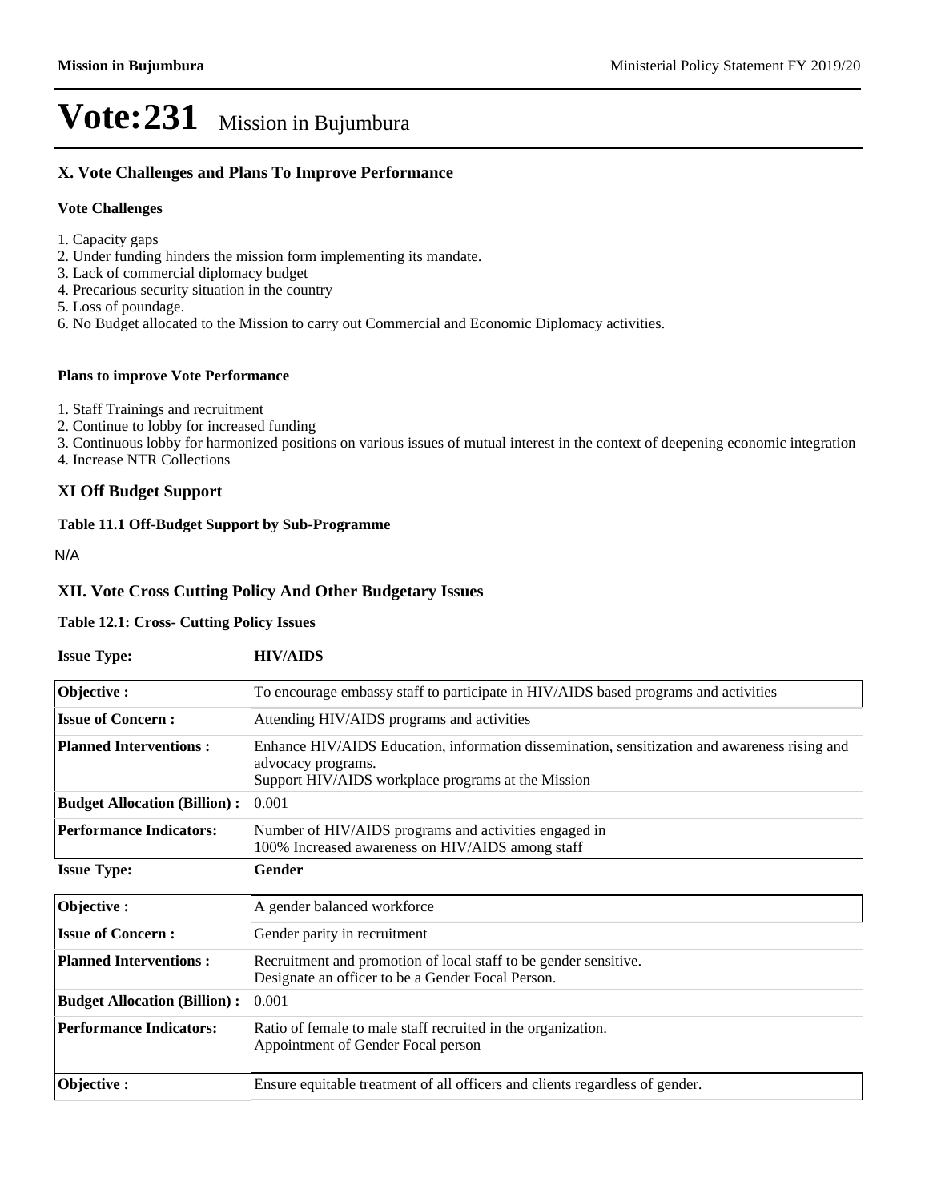# Vote:231 Mission in Bujumbura

## X. Vote Challenges and Plans To Improve Performance

### Vote Challenges

1. Capacity gaps
2. Under funding hinders the mission form implementing its mandate.
3. Lack of commercial diplomacy budget
4. Precarious security situation in the country
5. Loss of poundage.
6. No Budget allocated to the Mission to carry out Commercial and Economic Diplomacy activities.

### Plans to improve Vote Performance

1. Staff Trainings and recruitment
2. Continue to lobby for increased funding
3. Continuous lobby for harmonized positions on various issues of mutual interest in the context of deepening economic integration
4. Increase NTR Collections

## XI Off Budget Support

### Table 11.1 Off-Budget Support by Sub-Programme

N/A

## XII. Vote Cross Cutting Policy And Other Budgetary Issues

### Table 12.1: Cross- Cutting Policy Issues

**Issue Type:** **HIV/AIDS**

| | |
|---|---|
| **Objective :** | To encourage embassy staff to participate in HIV/AIDS based programs and activities |
| **Issue of Concern :** | Attending HIV/AIDS programs and activities |
| **Planned Interventions :** | Enhance HIV/AIDS Education, information dissemination, sensitization and awareness rising and advocacy programs.<br>Support HIV/AIDS workplace programs at the Mission |
| **Budget Allocation (Billion) :** | 0.001 |
| **Performance Indicators:** | Number of HIV/AIDS programs and activities engaged in<br>100% Increased awareness on HIV/AIDS among staff |

**Issue Type:** **Gender**

| | |
|---|---|
| **Objective :** | A gender balanced workforce |
| **Issue of Concern :** | Gender parity in recruitment |
| **Planned Interventions :** | Recruitment and promotion of local staff to be gender sensitive.<br>Designate an officer to be a Gender Focal Person. |
| **Budget Allocation (Billion) :** | 0.001 |
| **Performance Indicators:** | Ratio of female to male staff recruited in the organization.<br>Appointment of Gender Focal person |

| | |
|---|---|
| **Objective :** | Ensure equitable treatment of all officers and clients regardless of gender. |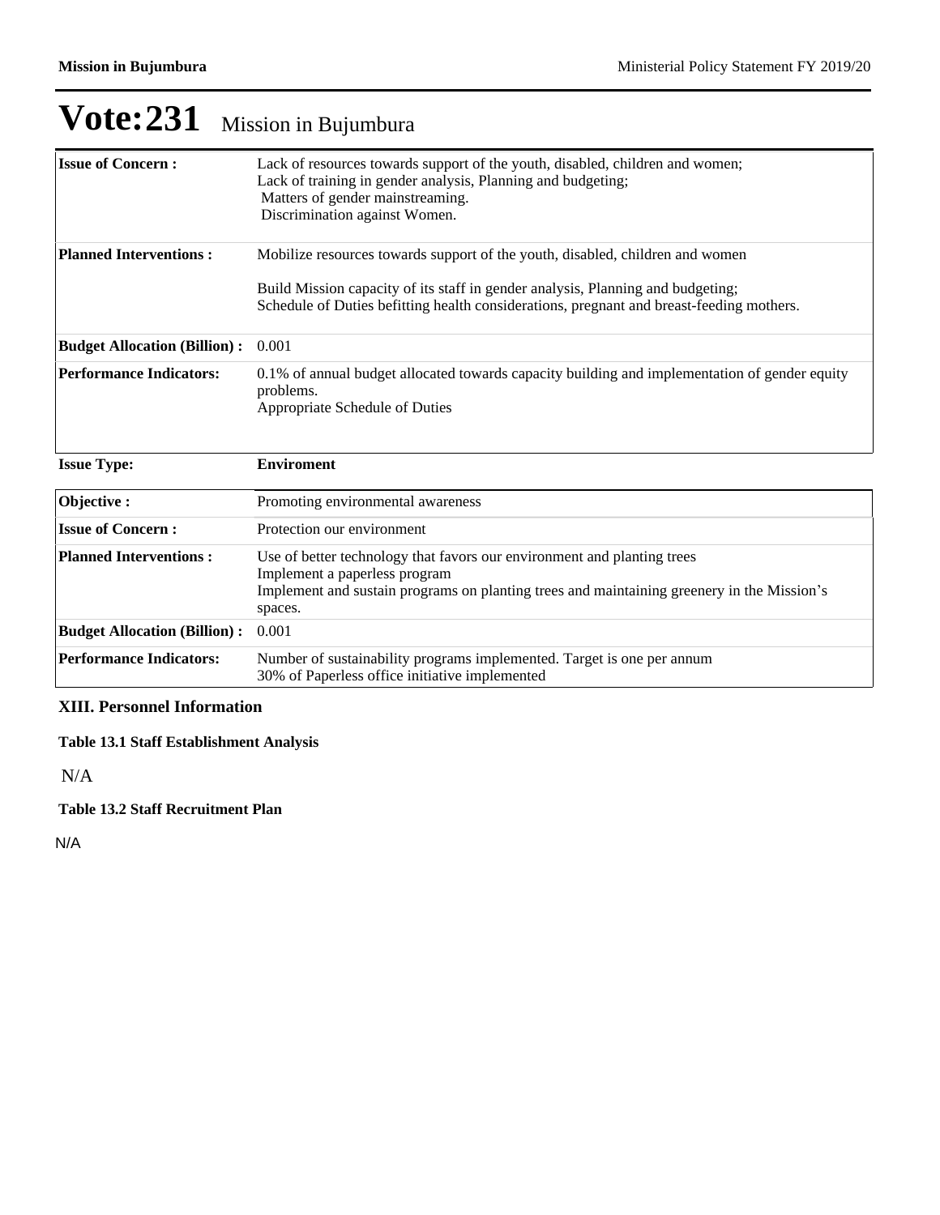# Vote:231 Mission in Bujumbura

| | |
|---|---|
| **Issue of Concern :** | Lack of resources towards support of the youth, disabled, children and women;<br>Lack of training in gender analysis, Planning and budgeting;<br>Matters of gender mainstreaming.<br>Discrimination against Women. |
| **Planned Interventions :** | Mobilize resources towards support of the youth, disabled, children and women<br><br>Build Mission capacity of its staff in gender analysis, Planning and budgeting;<br>Schedule of Duties befitting health considerations, pregnant and breast-feeding mothers. |
| **Budget Allocation (Billion) :** | 0.001 |
| **Performance Indicators:** | 0.1% of annual budget allocated towards capacity building and implementation of gender equity problems.<br>Appropriate Schedule of Duties |

**Issue Type:** **Enviroment**

| | |
|---|---|
| **Objective :** | Promoting environmental awareness |
| **Issue of Concern :** | Protection our environment |
| **Planned Interventions :** | Use of better technology that favors our environment and planting trees<br>Implement a paperless program<br>Implement and sustain programs on planting trees and maintaining greenery in the Mission's spaces. |
| **Budget Allocation (Billion) :** | 0.001 |
| **Performance Indicators:** | Number of sustainability programs implemented. Target is one per annum<br>30% of Paperless office initiative implemented |

## XIII. Personnel Information

### Table 13.1 Staff Establishment Analysis

N/A

### Table 13.2 Staff Recruitment Plan

N/A